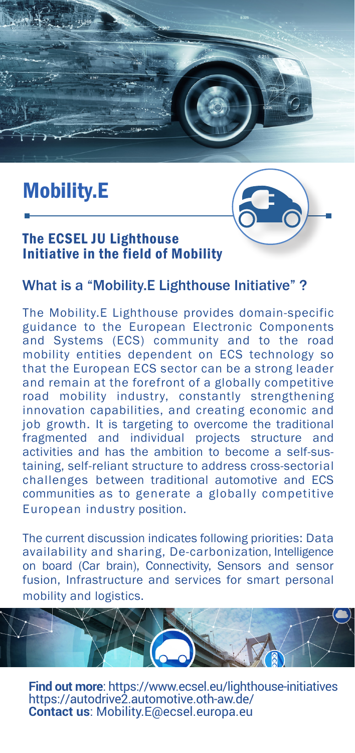# Mobility.E

## The ECSEL JU Lighthouse Initiative in the field of Mobility

### What is a "Mobility.E Lighthouse Initiative" ?

The Mobility.E Lighthouse provides domain-specific guidance to the European Electronic Components and Systems (ECS) community and to the road mobility entities dependent on ECS technology so that the European ECS sector can be a strong leader and remain at the forefront of a globally competitive road mobility industry, constantly strengthening innovation capabilities, and creating economic and job growth. It is targeting to overcome the traditional fragmented and individual projects structure and activities and has the ambition to become a self-sustaining, self-reliant structure to address cross-sectorial challenges between traditional automotive and ECS communities as to generate a globally competitive European industry position.

The current discussion indicates following priorities: Data availability and sharing, De-carbonization, Intelligence on board (Car brain), Connectivity, Sensors and sensor fusion, Infrastructure and services for smart personal mobility and logistics.

**Find out more**: https://www.ecsel.eu/lighthouse-initiatives
https://autodrive2.automotive.oth-aw.de/
**Contact us**: Mobility.E@ecsel.europa.eu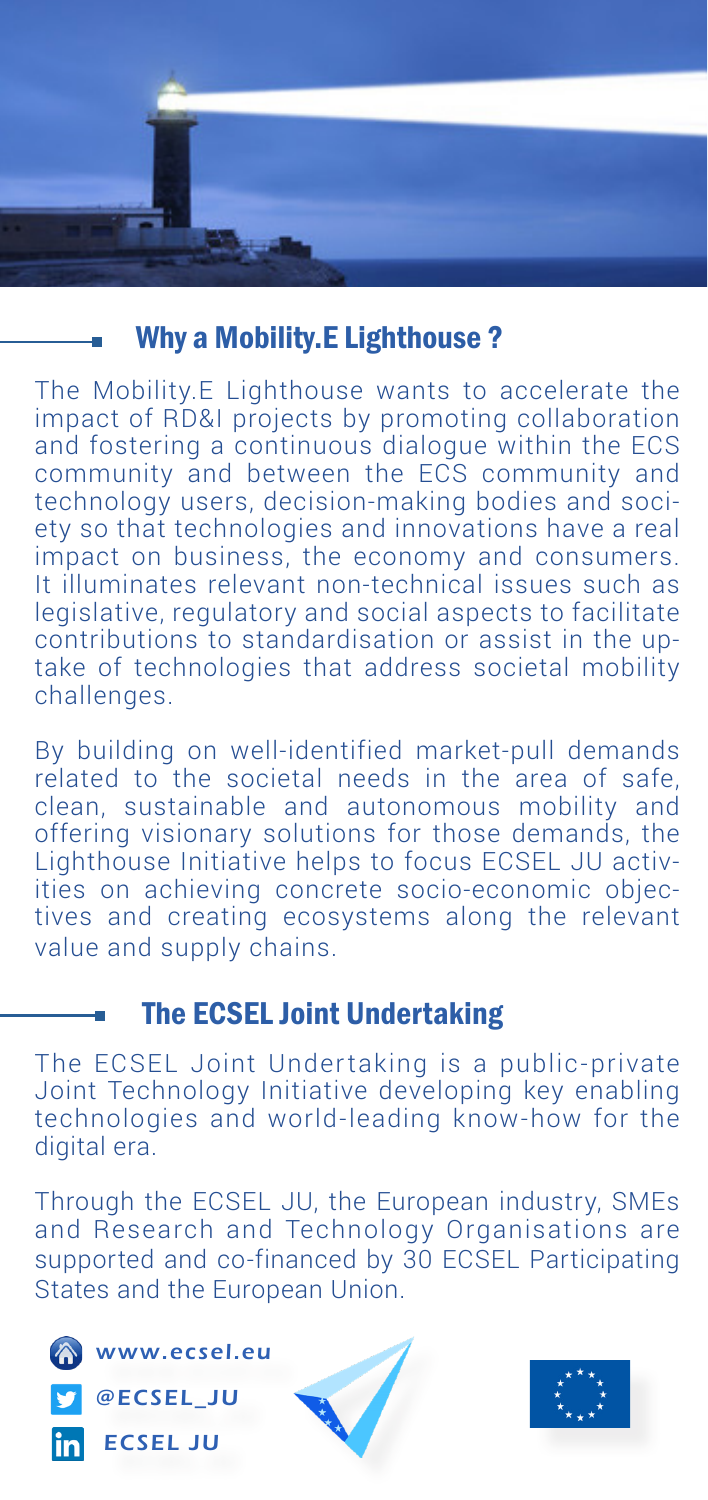## Why a Mobility.E Lighthouse ?

The Mobility.E Lighthouse wants to accelerate the impact of RD&I projects by promoting collaboration and fostering a continuous dialogue within the ECS community and between the ECS community and technology users, decision-making bodies and society so that technologies and innovations have a real impact on business, the economy and consumers. It illuminates relevant non-technical issues such as legislative, regulatory and social aspects to facilitate contributions to standardisation or assist in the uptake of technologies that address societal mobility challenges.

By building on well-identified market-pull demands related to the societal needs in the area of safe, clean, sustainable and autonomous mobility and offering visionary solutions for those demands, the Lighthouse Initiative helps to focus ECSEL JU activities on achieving concrete socio-economic objectives and creating ecosystems along the relevant value and supply chains.

## The ECSEL Joint Undertaking

The ECSEL Joint Undertaking is a public-private Joint Technology Initiative developing key enabling technologies and world-leading know-how for the digital era.

Through the ECSEL JU, the European industry, SMEs and Research and Technology Organisations are supported and co-financed by 30 ECSEL Participating States and the European Union.

www.ecsel.eu

@ECSEL_JU

ECSEL JU